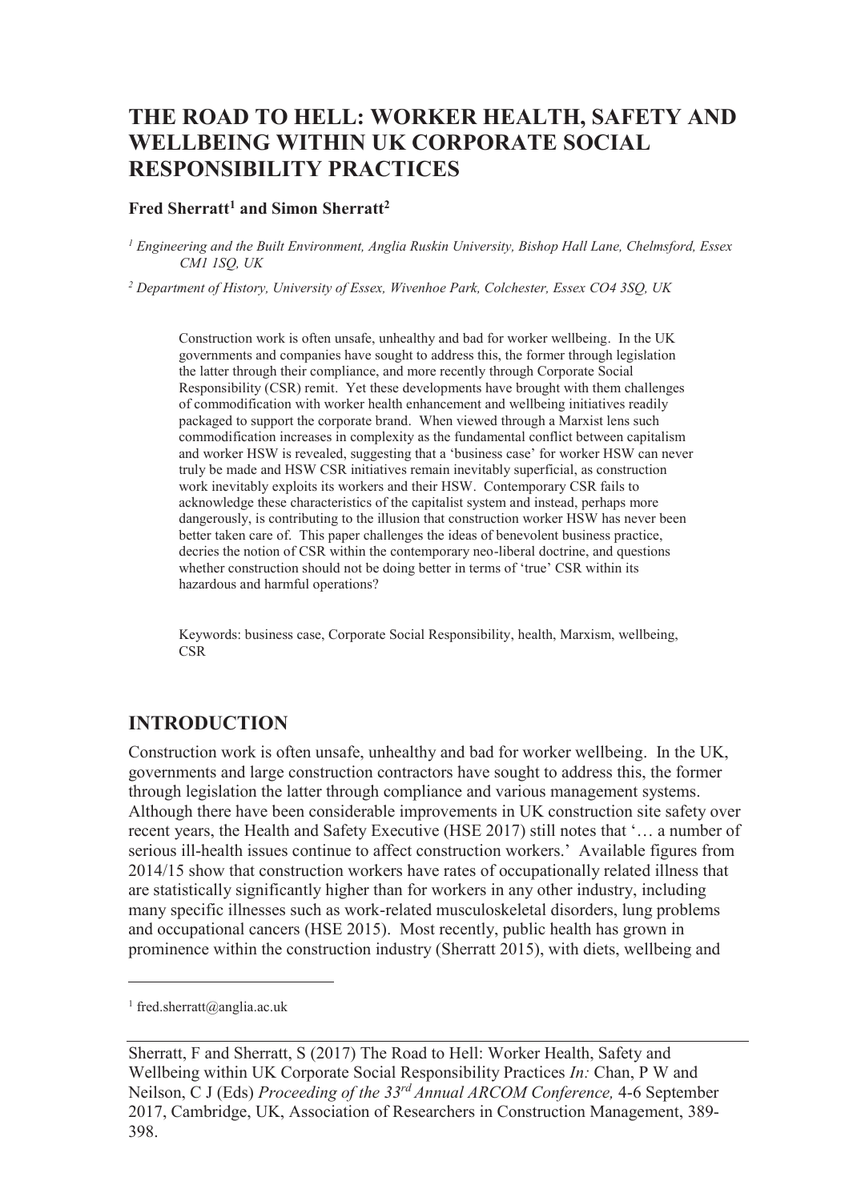# THE ROAD TO HELL: WORKER HEALTH, SAFETY AND WELLBEING WITHIN UK CORPORATE SOCIAL RESPONSIBILITY PRACTICES

**Fred Sherratt[1] and Simon Sherratt[2]**

*[1] Engineering and the Built Environment, Anglia Ruskin University, Bishop Hall Lane, Chelmsford, Essex CM1 1SQ, UK*

*[2] Department of History, University of Essex, Wivenhoe Park, Colchester, Essex CO4 3SQ, UK*

Construction work is often unsafe, unhealthy and bad for worker wellbeing. In the UK governments and companies have sought to address this, the former through legislation the latter through their compliance, and more recently through Corporate Social Responsibility (CSR) remit. Yet these developments have brought with them challenges of commodification with worker health enhancement and wellbeing initiatives readily packaged to support the corporate brand. When viewed through a Marxist lens such commodification increases in complexity as the fundamental conflict between capitalism and worker HSW is revealed, suggesting that a 'business case' for worker HSW can never truly be made and HSW CSR initiatives remain inevitably superficial, as construction work inevitably exploits its workers and their HSW. Contemporary CSR fails to acknowledge these characteristics of the capitalist system and instead, perhaps more dangerously, is contributing to the illusion that construction worker HSW has never been better taken care of. This paper challenges the ideas of benevolent business practice, decries the notion of CSR within the contemporary neo-liberal doctrine, and questions whether construction should not be doing better in terms of 'true' CSR within its hazardous and harmful operations?

Keywords: business case, Corporate Social Responsibility, health, Marxism, wellbeing, CSR

## INTRODUCTION

Construction work is often unsafe, unhealthy and bad for worker wellbeing. In the UK, governments and large construction contractors have sought to address this, the former through legislation the latter through compliance and various management systems. Although there have been considerable improvements in UK construction site safety over recent years, the Health and Safety Executive (HSE 2017) still notes that '… a number of serious ill-health issues continue to affect construction workers.' Available figures from 2014/15 show that construction workers have rates of occupationally related illness that are statistically significantly higher than for workers in any other industry, including many specific illnesses such as work-related musculoskeletal disorders, lung problems and occupational cancers (HSE 2015). Most recently, public health has grown in prominence within the construction industry (Sherratt 2015), with diets, wellbeing and

[1] fred.sherratt@anglia.ac.uk

Sherratt, F and Sherratt, S (2017) The Road to Hell: Worker Health, Safety and Wellbeing within UK Corporate Social Responsibility Practices *In:* Chan, P W and Neilson, C J (Eds) *Proceeding of the 33rd Annual ARCOM Conference,* 4-6 September 2017, Cambridge, UK, Association of Researchers in Construction Management, 389-398.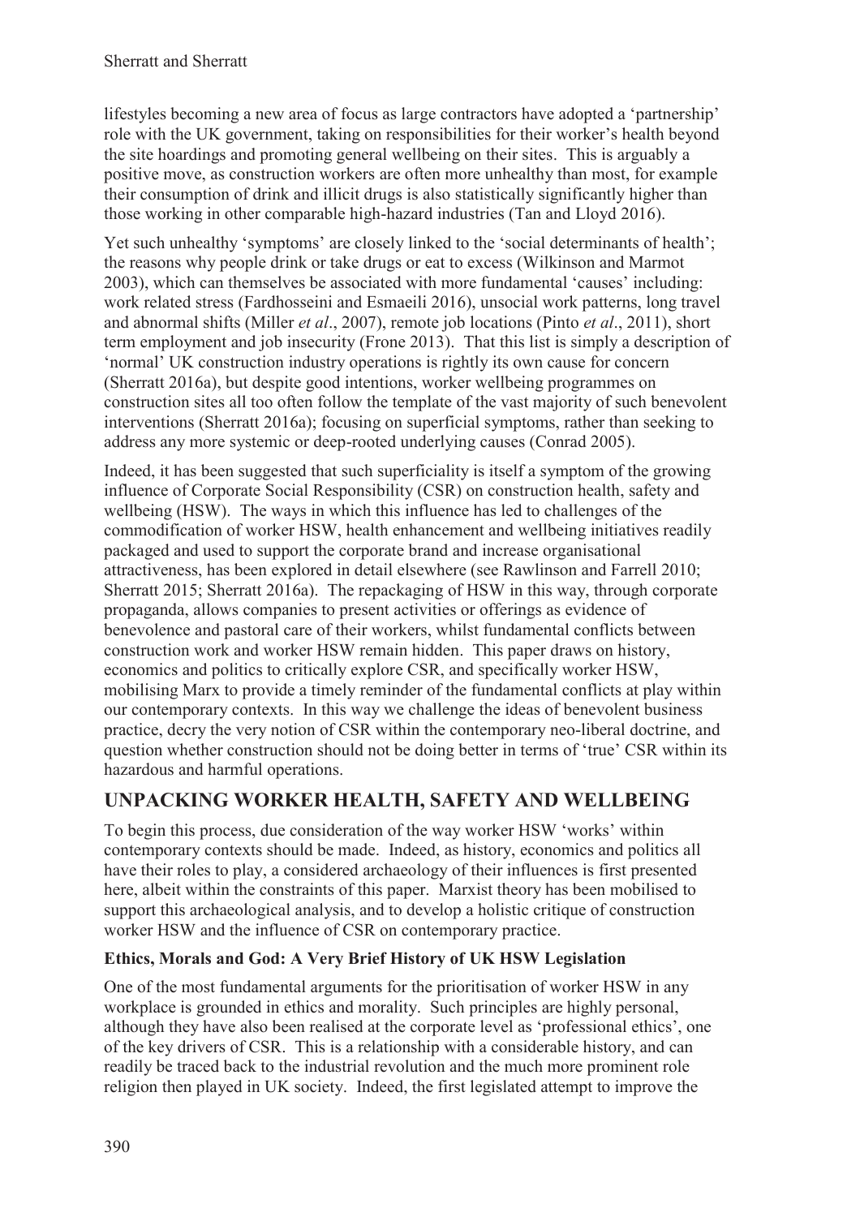lifestyles becoming a new area of focus as large contractors have adopted a 'partnership' role with the UK government, taking on responsibilities for their worker's health beyond the site hoardings and promoting general wellbeing on their sites. This is arguably a positive move, as construction workers are often more unhealthy than most, for example their consumption of drink and illicit drugs is also statistically significantly higher than those working in other comparable high-hazard industries (Tan and Lloyd 2016).

Yet such unhealthy 'symptoms' are closely linked to the 'social determinants of health'; the reasons why people drink or take drugs or eat to excess (Wilkinson and Marmot 2003), which can themselves be associated with more fundamental 'causes' including: work related stress (Fardhosseini and Esmaeili 2016), unsocial work patterns, long travel and abnormal shifts (Miller *et al*., 2007), remote job locations (Pinto *et al*., 2011), short term employment and job insecurity (Frone 2013). That this list is simply a description of 'normal' UK construction industry operations is rightly its own cause for concern (Sherratt 2016a), but despite good intentions, worker wellbeing programmes on construction sites all too often follow the template of the vast majority of such benevolent interventions (Sherratt 2016a); focusing on superficial symptoms, rather than seeking to address any more systemic or deep-rooted underlying causes (Conrad 2005).

Indeed, it has been suggested that such superficiality is itself a symptom of the growing influence of Corporate Social Responsibility (CSR) on construction health, safety and wellbeing (HSW). The ways in which this influence has led to challenges of the commodification of worker HSW, health enhancement and wellbeing initiatives readily packaged and used to support the corporate brand and increase organisational attractiveness, has been explored in detail elsewhere (see Rawlinson and Farrell 2010; Sherratt 2015; Sherratt 2016a). The repackaging of HSW in this way, through corporate propaganda, allows companies to present activities or offerings as evidence of benevolence and pastoral care of their workers, whilst fundamental conflicts between construction work and worker HSW remain hidden. This paper draws on history, economics and politics to critically explore CSR, and specifically worker HSW, mobilising Marx to provide a timely reminder of the fundamental conflicts at play within our contemporary contexts. In this way we challenge the ideas of benevolent business practice, decry the very notion of CSR within the contemporary neo-liberal doctrine, and question whether construction should not be doing better in terms of 'true' CSR within its hazardous and harmful operations.

## UNPACKING WORKER HEALTH, SAFETY AND WELLBEING

To begin this process, due consideration of the way worker HSW 'works' within contemporary contexts should be made. Indeed, as history, economics and politics all have their roles to play, a considered archaeology of their influences is first presented here, albeit within the constraints of this paper. Marxist theory has been mobilised to support this archaeological analysis, and to develop a holistic critique of construction worker HSW and the influence of CSR on contemporary practice.

### Ethics, Morals and God: A Very Brief History of UK HSW Legislation

One of the most fundamental arguments for the prioritisation of worker HSW in any workplace is grounded in ethics and morality. Such principles are highly personal, although they have also been realised at the corporate level as 'professional ethics', one of the key drivers of CSR. This is a relationship with a considerable history, and can readily be traced back to the industrial revolution and the much more prominent role religion then played in UK society. Indeed, the first legislated attempt to improve the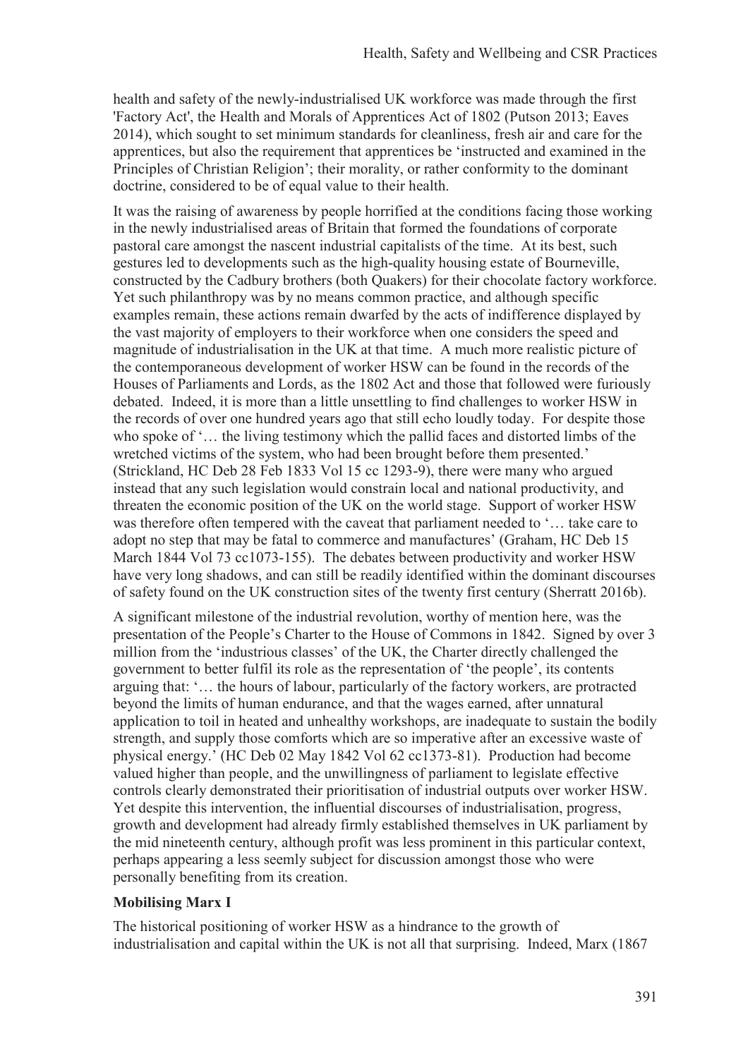health and safety of the newly-industrialised UK workforce was made through the first 'Factory Act', the Health and Morals of Apprentices Act of 1802 (Putson 2013; Eaves 2014), which sought to set minimum standards for cleanliness, fresh air and care for the apprentices, but also the requirement that apprentices be 'instructed and examined in the Principles of Christian Religion'; their morality, or rather conformity to the dominant doctrine, considered to be of equal value to their health.

It was the raising of awareness by people horrified at the conditions facing those working in the newly industrialised areas of Britain that formed the foundations of corporate pastoral care amongst the nascent industrial capitalists of the time. At its best, such gestures led to developments such as the high-quality housing estate of Bourneville, constructed by the Cadbury brothers (both Quakers) for their chocolate factory workforce. Yet such philanthropy was by no means common practice, and although specific examples remain, these actions remain dwarfed by the acts of indifference displayed by the vast majority of employers to their workforce when one considers the speed and magnitude of industrialisation in the UK at that time. A much more realistic picture of the contemporaneous development of worker HSW can be found in the records of the Houses of Parliaments and Lords, as the 1802 Act and those that followed were furiously debated. Indeed, it is more than a little unsettling to find challenges to worker HSW in the records of over one hundred years ago that still echo loudly today. For despite those who spoke of '… the living testimony which the pallid faces and distorted limbs of the wretched victims of the system, who had been brought before them presented.' (Strickland, HC Deb 28 Feb 1833 Vol 15 cc 1293-9), there were many who argued instead that any such legislation would constrain local and national productivity, and threaten the economic position of the UK on the world stage. Support of worker HSW was therefore often tempered with the caveat that parliament needed to '… take care to adopt no step that may be fatal to commerce and manufactures' (Graham, HC Deb 15 March 1844 Vol 73 cc1073-155). The debates between productivity and worker HSW have very long shadows, and can still be readily identified within the dominant discourses of safety found on the UK construction sites of the twenty first century (Sherratt 2016b).

A significant milestone of the industrial revolution, worthy of mention here, was the presentation of the People's Charter to the House of Commons in 1842. Signed by over 3 million from the 'industrious classes' of the UK, the Charter directly challenged the government to better fulfil its role as the representation of 'the people', its contents arguing that: '… the hours of labour, particularly of the factory workers, are protracted beyond the limits of human endurance, and that the wages earned, after unnatural application to toil in heated and unhealthy workshops, are inadequate to sustain the bodily strength, and supply those comforts which are so imperative after an excessive waste of physical energy.' (HC Deb 02 May 1842 Vol 62 cc1373-81). Production had become valued higher than people, and the unwillingness of parliament to legislate effective controls clearly demonstrated their prioritisation of industrial outputs over worker HSW. Yet despite this intervention, the influential discourses of industrialisation, progress, growth and development had already firmly established themselves in UK parliament by the mid nineteenth century, although profit was less prominent in this particular context, perhaps appearing a less seemly subject for discussion amongst those who were personally benefiting from its creation.

## Mobilising Marx I

The historical positioning of worker HSW as a hindrance to the growth of industrialisation and capital within the UK is not all that surprising. Indeed, Marx (1867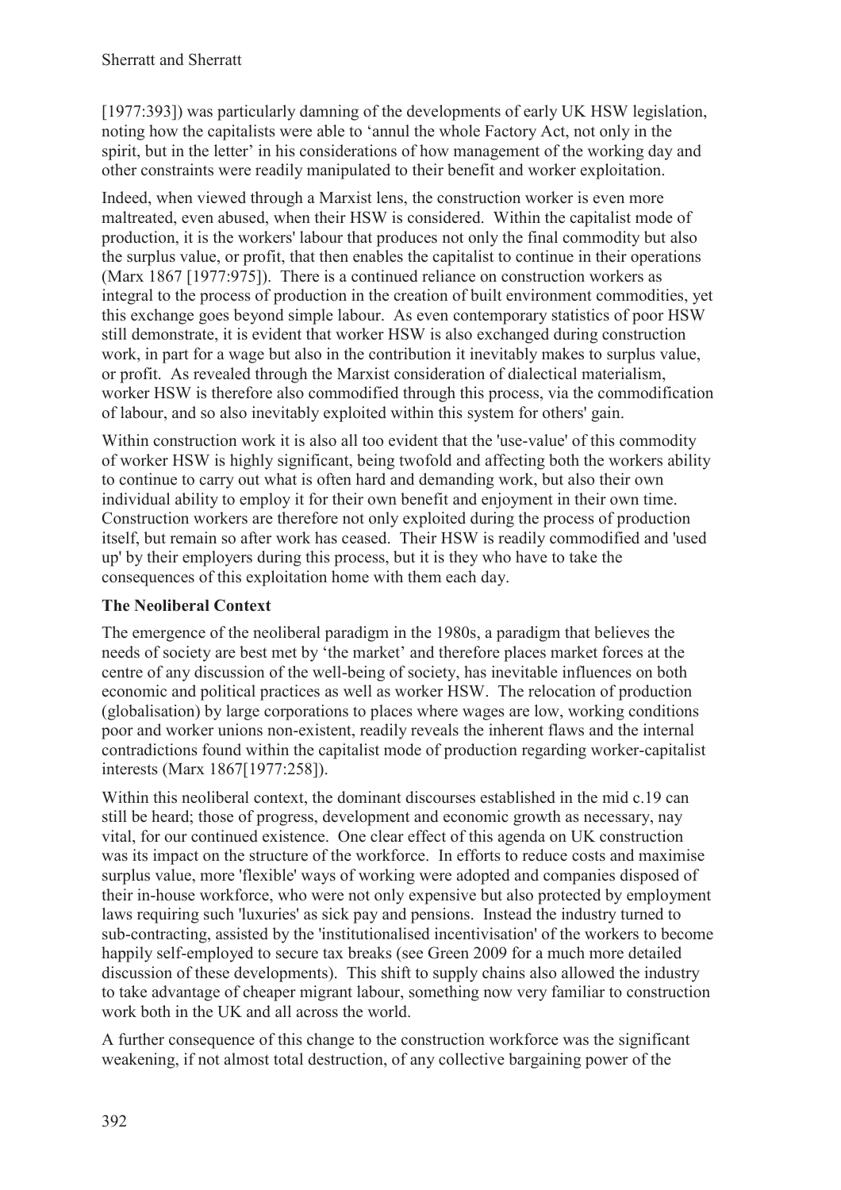[1977:393]) was particularly damning of the developments of early UK HSW legislation, noting how the capitalists were able to 'annul the whole Factory Act, not only in the spirit, but in the letter' in his considerations of how management of the working day and other constraints were readily manipulated to their benefit and worker exploitation.

Indeed, when viewed through a Marxist lens, the construction worker is even more maltreated, even abused, when their HSW is considered. Within the capitalist mode of production, it is the workers' labour that produces not only the final commodity but also the surplus value, or profit, that then enables the capitalist to continue in their operations (Marx 1867 [1977:975]). There is a continued reliance on construction workers as integral to the process of production in the creation of built environment commodities, yet this exchange goes beyond simple labour. As even contemporary statistics of poor HSW still demonstrate, it is evident that worker HSW is also exchanged during construction work, in part for a wage but also in the contribution it inevitably makes to surplus value, or profit. As revealed through the Marxist consideration of dialectical materialism, worker HSW is therefore also commodified through this process, via the commodification of labour, and so also inevitably exploited within this system for others' gain.

Within construction work it is also all too evident that the 'use-value' of this commodity of worker HSW is highly significant, being twofold and affecting both the workers ability to continue to carry out what is often hard and demanding work, but also their own individual ability to employ it for their own benefit and enjoyment in their own time. Construction workers are therefore not only exploited during the process of production itself, but remain so after work has ceased. Their HSW is readily commodified and 'used up' by their employers during this process, but it is they who have to take the consequences of this exploitation home with them each day.

**The Neoliberal Context**

The emergence of the neoliberal paradigm in the 1980s, a paradigm that believes the needs of society are best met by 'the market' and therefore places market forces at the centre of any discussion of the well-being of society, has inevitable influences on both economic and political practices as well as worker HSW. The relocation of production (globalisation) by large corporations to places where wages are low, working conditions poor and worker unions non-existent, readily reveals the inherent flaws and the internal contradictions found within the capitalist mode of production regarding worker-capitalist interests (Marx 1867[1977:258]).

Within this neoliberal context, the dominant discourses established in the mid c.19 can still be heard; those of progress, development and economic growth as necessary, nay vital, for our continued existence. One clear effect of this agenda on UK construction was its impact on the structure of the workforce. In efforts to reduce costs and maximise surplus value, more 'flexible' ways of working were adopted and companies disposed of their in-house workforce, who were not only expensive but also protected by employment laws requiring such 'luxuries' as sick pay and pensions. Instead the industry turned to sub-contracting, assisted by the 'institutionalised incentivisation' of the workers to become happily self-employed to secure tax breaks (see Green 2009 for a much more detailed discussion of these developments). This shift to supply chains also allowed the industry to take advantage of cheaper migrant labour, something now very familiar to construction work both in the UK and all across the world.

A further consequence of this change to the construction workforce was the significant weakening, if not almost total destruction, of any collective bargaining power of the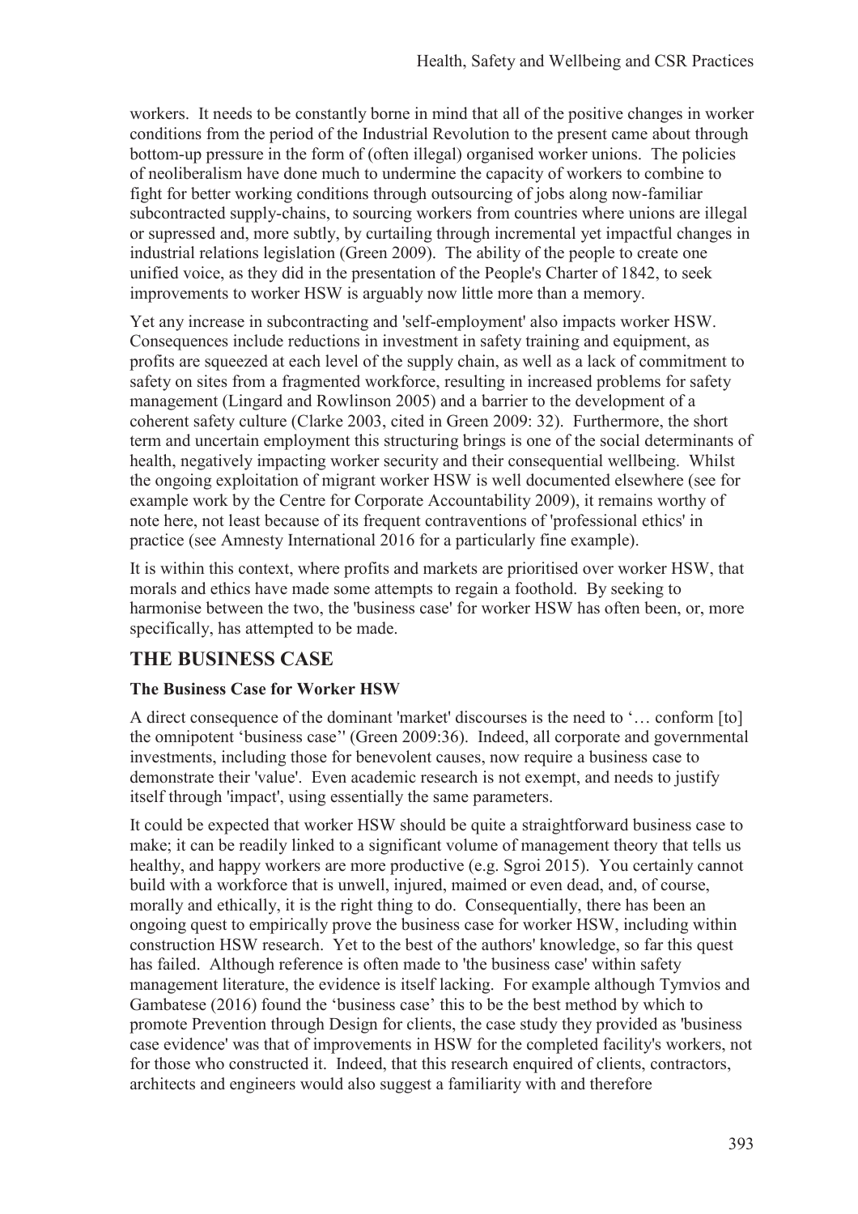workers. It needs to be constantly borne in mind that all of the positive changes in worker conditions from the period of the Industrial Revolution to the present came about through bottom-up pressure in the form of (often illegal) organised worker unions. The policies of neoliberalism have done much to undermine the capacity of workers to combine to fight for better working conditions through outsourcing of jobs along now-familiar subcontracted supply-chains, to sourcing workers from countries where unions are illegal or supressed and, more subtly, by curtailing through incremental yet impactful changes in industrial relations legislation (Green 2009). The ability of the people to create one unified voice, as they did in the presentation of the People's Charter of 1842, to seek improvements to worker HSW is arguably now little more than a memory.

Yet any increase in subcontracting and 'self-employment' also impacts worker HSW. Consequences include reductions in investment in safety training and equipment, as profits are squeezed at each level of the supply chain, as well as a lack of commitment to safety on sites from a fragmented workforce, resulting in increased problems for safety management (Lingard and Rowlinson 2005) and a barrier to the development of a coherent safety culture (Clarke 2003, cited in Green 2009: 32). Furthermore, the short term and uncertain employment this structuring brings is one of the social determinants of health, negatively impacting worker security and their consequential wellbeing. Whilst the ongoing exploitation of migrant worker HSW is well documented elsewhere (see for example work by the Centre for Corporate Accountability 2009), it remains worthy of note here, not least because of its frequent contraventions of 'professional ethics' in practice (see Amnesty International 2016 for a particularly fine example).

It is within this context, where profits and markets are prioritised over worker HSW, that morals and ethics have made some attempts to regain a foothold. By seeking to harmonise between the two, the 'business case' for worker HSW has often been, or, more specifically, has attempted to be made.

## THE BUSINESS CASE

### The Business Case for Worker HSW

A direct consequence of the dominant 'market' discourses is the need to '… conform [to] the omnipotent 'business case'' (Green 2009:36). Indeed, all corporate and governmental investments, including those for benevolent causes, now require a business case to demonstrate their 'value'. Even academic research is not exempt, and needs to justify itself through 'impact', using essentially the same parameters.

It could be expected that worker HSW should be quite a straightforward business case to make; it can be readily linked to a significant volume of management theory that tells us healthy, and happy workers are more productive (e.g. Sgroi 2015). You certainly cannot build with a workforce that is unwell, injured, maimed or even dead, and, of course, morally and ethically, it is the right thing to do. Consequentially, there has been an ongoing quest to empirically prove the business case for worker HSW, including within construction HSW research. Yet to the best of the authors' knowledge, so far this quest has failed. Although reference is often made to 'the business case' within safety management literature, the evidence is itself lacking. For example although Tymvios and Gambatese (2016) found the 'business case' this to be the best method by which to promote Prevention through Design for clients, the case study they provided as 'business case evidence' was that of improvements in HSW for the completed facility's workers, not for those who constructed it. Indeed, that this research enquired of clients, contractors, architects and engineers would also suggest a familiarity with and therefore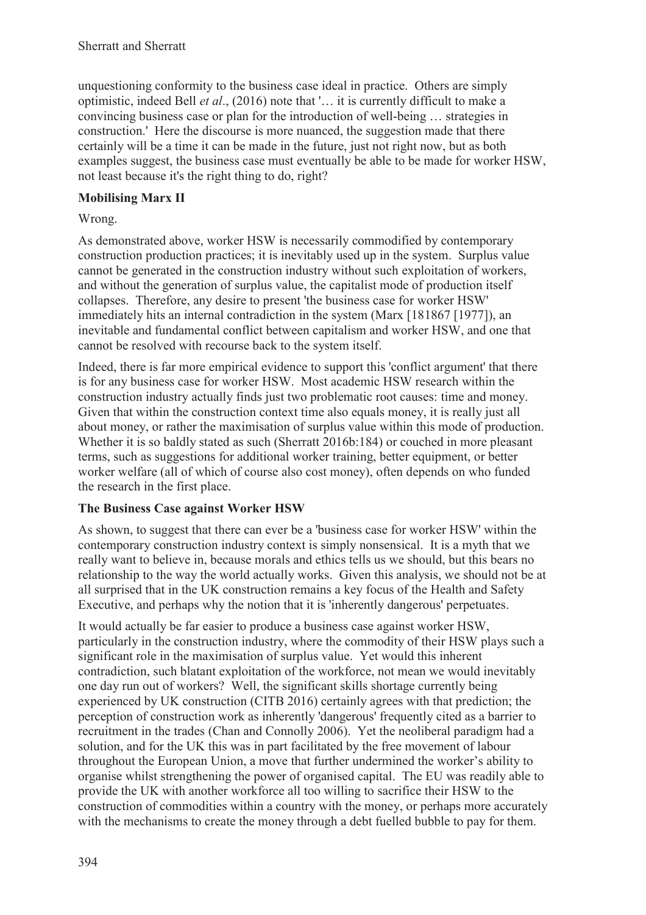unquestioning conformity to the business case ideal in practice. Others are simply optimistic, indeed Bell *et al*., (2016) note that '… it is currently difficult to make a convincing business case or plan for the introduction of well-being … strategies in construction.' Here the discourse is more nuanced, the suggestion made that there certainly will be a time it can be made in the future, just not right now, but as both examples suggest, the business case must eventually be able to be made for worker HSW, not least because it's the right thing to do, right?

### Mobilising Marx II

Wrong.

As demonstrated above, worker HSW is necessarily commodified by contemporary construction production practices; it is inevitably used up in the system. Surplus value cannot be generated in the construction industry without such exploitation of workers, and without the generation of surplus value, the capitalist mode of production itself collapses. Therefore, any desire to present 'the business case for worker HSW' immediately hits an internal contradiction in the system (Marx [181867 [1977]), an inevitable and fundamental conflict between capitalism and worker HSW, and one that cannot be resolved with recourse back to the system itself.

Indeed, there is far more empirical evidence to support this 'conflict argument' that there is for any business case for worker HSW. Most academic HSW research within the construction industry actually finds just two problematic root causes: time and money. Given that within the construction context time also equals money, it is really just all about money, or rather the maximisation of surplus value within this mode of production. Whether it is so baldly stated as such (Sherratt 2016b:184) or couched in more pleasant terms, such as suggestions for additional worker training, better equipment, or better worker welfare (all of which of course also cost money), often depends on who funded the research in the first place.

### The Business Case against Worker HSW

As shown, to suggest that there can ever be a 'business case for worker HSW' within the contemporary construction industry context is simply nonsensical. It is a myth that we really want to believe in, because morals and ethics tells us we should, but this bears no relationship to the way the world actually works. Given this analysis, we should not be at all surprised that in the UK construction remains a key focus of the Health and Safety Executive, and perhaps why the notion that it is 'inherently dangerous' perpetuates.

It would actually be far easier to produce a business case against worker HSW, particularly in the construction industry, where the commodity of their HSW plays such a significant role in the maximisation of surplus value. Yet would this inherent contradiction, such blatant exploitation of the workforce, not mean we would inevitably one day run out of workers? Well, the significant skills shortage currently being experienced by UK construction (CITB 2016) certainly agrees with that prediction; the perception of construction work as inherently 'dangerous' frequently cited as a barrier to recruitment in the trades (Chan and Connolly 2006). Yet the neoliberal paradigm had a solution, and for the UK this was in part facilitated by the free movement of labour throughout the European Union, a move that further undermined the worker's ability to organise whilst strengthening the power of organised capital. The EU was readily able to provide the UK with another workforce all too willing to sacrifice their HSW to the construction of commodities within a country with the money, or perhaps more accurately with the mechanisms to create the money through a debt fuelled bubble to pay for them.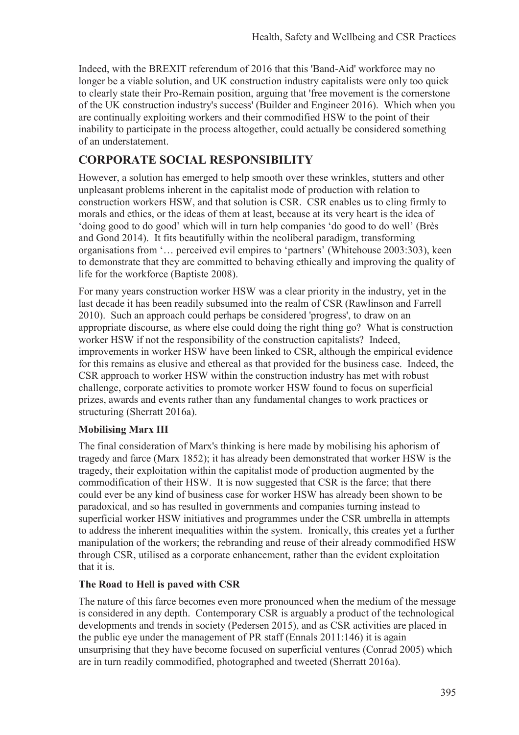Indeed, with the BREXIT referendum of 2016 that this 'Band-Aid' workforce may no longer be a viable solution, and UK construction industry capitalists were only too quick to clearly state their Pro-Remain position, arguing that 'free movement is the cornerstone of the UK construction industry's success' (Builder and Engineer 2016). Which when you are continually exploiting workers and their commodified HSW to the point of their inability to participate in the process altogether, could actually be considered something of an understatement.

## CORPORATE SOCIAL RESPONSIBILITY

However, a solution has emerged to help smooth over these wrinkles, stutters and other unpleasant problems inherent in the capitalist mode of production with relation to construction workers HSW, and that solution is CSR. CSR enables us to cling firmly to morals and ethics, or the ideas of them at least, because at its very heart is the idea of 'doing good to do good' which will in turn help companies 'do good to do well' (Brès and Gond 2014). It fits beautifully within the neoliberal paradigm, transforming organisations from '… perceived evil empires to 'partners' (Whitehouse 2003:303), keen to demonstrate that they are committed to behaving ethically and improving the quality of life for the workforce (Baptiste 2008).

For many years construction worker HSW was a clear priority in the industry, yet in the last decade it has been readily subsumed into the realm of CSR (Rawlinson and Farrell 2010). Such an approach could perhaps be considered 'progress', to draw on an appropriate discourse, as where else could doing the right thing go? What is construction worker HSW if not the responsibility of the construction capitalists? Indeed, improvements in worker HSW have been linked to CSR, although the empirical evidence for this remains as elusive and ethereal as that provided for the business case. Indeed, the CSR approach to worker HSW within the construction industry has met with robust challenge, corporate activities to promote worker HSW found to focus on superficial prizes, awards and events rather than any fundamental changes to work practices or structuring (Sherratt 2016a).

### Mobilising Marx III

The final consideration of Marx's thinking is here made by mobilising his aphorism of tragedy and farce (Marx 1852); it has already been demonstrated that worker HSW is the tragedy, their exploitation within the capitalist mode of production augmented by the commodification of their HSW. It is now suggested that CSR is the farce; that there could ever be any kind of business case for worker HSW has already been shown to be paradoxical, and so has resulted in governments and companies turning instead to superficial worker HSW initiatives and programmes under the CSR umbrella in attempts to address the inherent inequalities within the system. Ironically, this creates yet a further manipulation of the workers; the rebranding and reuse of their already commodified HSW through CSR, utilised as a corporate enhancement, rather than the evident exploitation that it is.

### The Road to Hell is paved with CSR

The nature of this farce becomes even more pronounced when the medium of the message is considered in any depth. Contemporary CSR is arguably a product of the technological developments and trends in society (Pedersen 2015), and as CSR activities are placed in the public eye under the management of PR staff (Ennals 2011:146) it is again unsurprising that they have become focused on superficial ventures (Conrad 2005) which are in turn readily commodified, photographed and tweeted (Sherratt 2016a).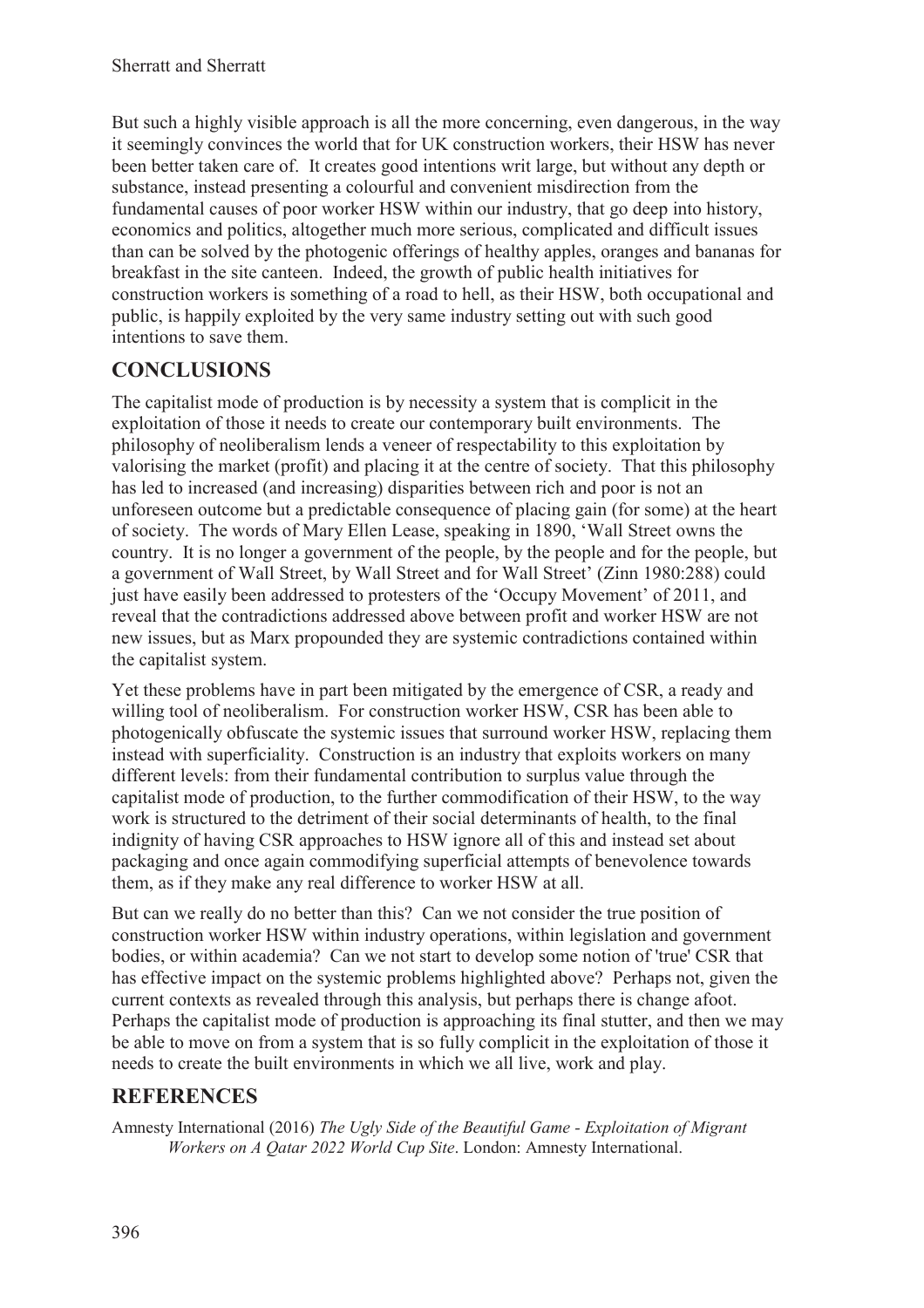But such a highly visible approach is all the more concerning, even dangerous, in the way it seemingly convinces the world that for UK construction workers, their HSW has never been better taken care of. It creates good intentions writ large, but without any depth or substance, instead presenting a colourful and convenient misdirection from the fundamental causes of poor worker HSW within our industry, that go deep into history, economics and politics, altogether much more serious, complicated and difficult issues than can be solved by the photogenic offerings of healthy apples, oranges and bananas for breakfast in the site canteen. Indeed, the growth of public health initiatives for construction workers is something of a road to hell, as their HSW, both occupational and public, is happily exploited by the very same industry setting out with such good intentions to save them.

## CONCLUSIONS

The capitalist mode of production is by necessity a system that is complicit in the exploitation of those it needs to create our contemporary built environments. The philosophy of neoliberalism lends a veneer of respectability to this exploitation by valorising the market (profit) and placing it at the centre of society. That this philosophy has led to increased (and increasing) disparities between rich and poor is not an unforeseen outcome but a predictable consequence of placing gain (for some) at the heart of society. The words of Mary Ellen Lease, speaking in 1890, 'Wall Street owns the country. It is no longer a government of the people, by the people and for the people, but a government of Wall Street, by Wall Street and for Wall Street' (Zinn 1980:288) could just have easily been addressed to protesters of the 'Occupy Movement' of 2011, and reveal that the contradictions addressed above between profit and worker HSW are not new issues, but as Marx propounded they are systemic contradictions contained within the capitalist system.

Yet these problems have in part been mitigated by the emergence of CSR, a ready and willing tool of neoliberalism. For construction worker HSW, CSR has been able to photogenically obfuscate the systemic issues that surround worker HSW, replacing them instead with superficiality. Construction is an industry that exploits workers on many different levels: from their fundamental contribution to surplus value through the capitalist mode of production, to the further commodification of their HSW, to the way work is structured to the detriment of their social determinants of health, to the final indignity of having CSR approaches to HSW ignore all of this and instead set about packaging and once again commodifying superficial attempts of benevolence towards them, as if they make any real difference to worker HSW at all.

But can we really do no better than this? Can we not consider the true position of construction worker HSW within industry operations, within legislation and government bodies, or within academia? Can we not start to develop some notion of 'true' CSR that has effective impact on the systemic problems highlighted above? Perhaps not, given the current contexts as revealed through this analysis, but perhaps there is change afoot. Perhaps the capitalist mode of production is approaching its final stutter, and then we may be able to move on from a system that is so fully complicit in the exploitation of those it needs to create the built environments in which we all live, work and play.

## REFERENCES

Amnesty International (2016) *The Ugly Side of the Beautiful Game - Exploitation of Migrant Workers on A Qatar 2022 World Cup Site*. London: Amnesty International.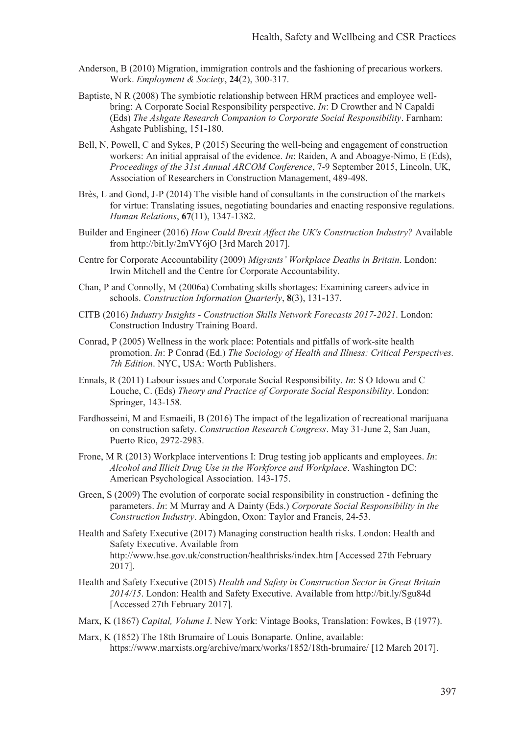Anderson, B (2010) Migration, immigration controls and the fashioning of precarious workers. Work. *Employment & Society*, **24**(2), 300-317.

Baptiste, N R (2008) The symbiotic relationship between HRM practices and employee well-bring: A Corporate Social Responsibility perspective. *In*: D Crowther and N Capaldi (Eds) *The Ashgate Research Companion to Corporate Social Responsibility*. Farnham: Ashgate Publishing, 151-180.

Bell, N, Powell, C and Sykes, P (2015) Securing the well-being and engagement of construction workers: An initial appraisal of the evidence. *In*: Raiden, A and Aboagye-Nimo, E (Eds), *Proceedings of the 31st Annual ARCOM Conference*, 7-9 September 2015, Lincoln, UK, Association of Researchers in Construction Management, 489-498.

Brès, L and Gond, J-P (2014) The visible hand of consultants in the construction of the markets for virtue: Translating issues, negotiating boundaries and enacting responsive regulations. *Human Relations*, **67**(11), 1347-1382.

Builder and Engineer (2016) *How Could Brexit Affect the UK's Construction Industry?* Available from http://bit.ly/2mVY6jO [3rd March 2017].

Centre for Corporate Accountability (2009) *Migrants' Workplace Deaths in Britain*. London: Irwin Mitchell and the Centre for Corporate Accountability.

Chan, P and Connolly, M (2006a) Combating skills shortages: Examining careers advice in schools. *Construction Information Quarterly*, **8**(3), 131-137.

CITB (2016) *Industry Insights - Construction Skills Network Forecasts 2017-2021*. London: Construction Industry Training Board.

Conrad, P (2005) Wellness in the work place: Potentials and pitfalls of work-site health promotion. *In*: P Conrad (Ed.) *The Sociology of Health and Illness: Critical Perspectives. 7th Edition*. NYC, USA: Worth Publishers.

Ennals, R (2011) Labour issues and Corporate Social Responsibility. *In*: S O Idowu and C Louche, C. (Eds) *Theory and Practice of Corporate Social Responsibility*. London: Springer, 143-158.

Fardhosseini, M and Esmaeili, B (2016) The impact of the legalization of recreational marijuana on construction safety. *Construction Research Congress*. May 31-June 2, San Juan, Puerto Rico, 2972-2983.

Frone, M R (2013) Workplace interventions I: Drug testing job applicants and employees. *In*: *Alcohol and Illicit Drug Use in the Workforce and Workplace*. Washington DC: American Psychological Association. 143-175.

Green, S (2009) The evolution of corporate social responsibility in construction - defining the parameters. *In*: M Murray and A Dainty (Eds.) *Corporate Social Responsibility in the Construction Industry*. Abingdon, Oxon: Taylor and Francis, 24-53.

Health and Safety Executive (2017) Managing construction health risks. London: Health and Safety Executive. Available from http://www.hse.gov.uk/construction/healthrisks/index.htm [Accessed 27th February 2017].

Health and Safety Executive (2015) *Health and Safety in Construction Sector in Great Britain 2014/15*. London: Health and Safety Executive. Available from http://bit.ly/Sgu84d [Accessed 27th February 2017].

Marx, K (1867) *Capital, Volume I*. New York: Vintage Books, Translation: Fowkes, B (1977).

Marx, K (1852) The 18th Brumaire of Louis Bonaparte. Online, available: https://www.marxists.org/archive/marx/works/1852/18th-brumaire/ [12 March 2017].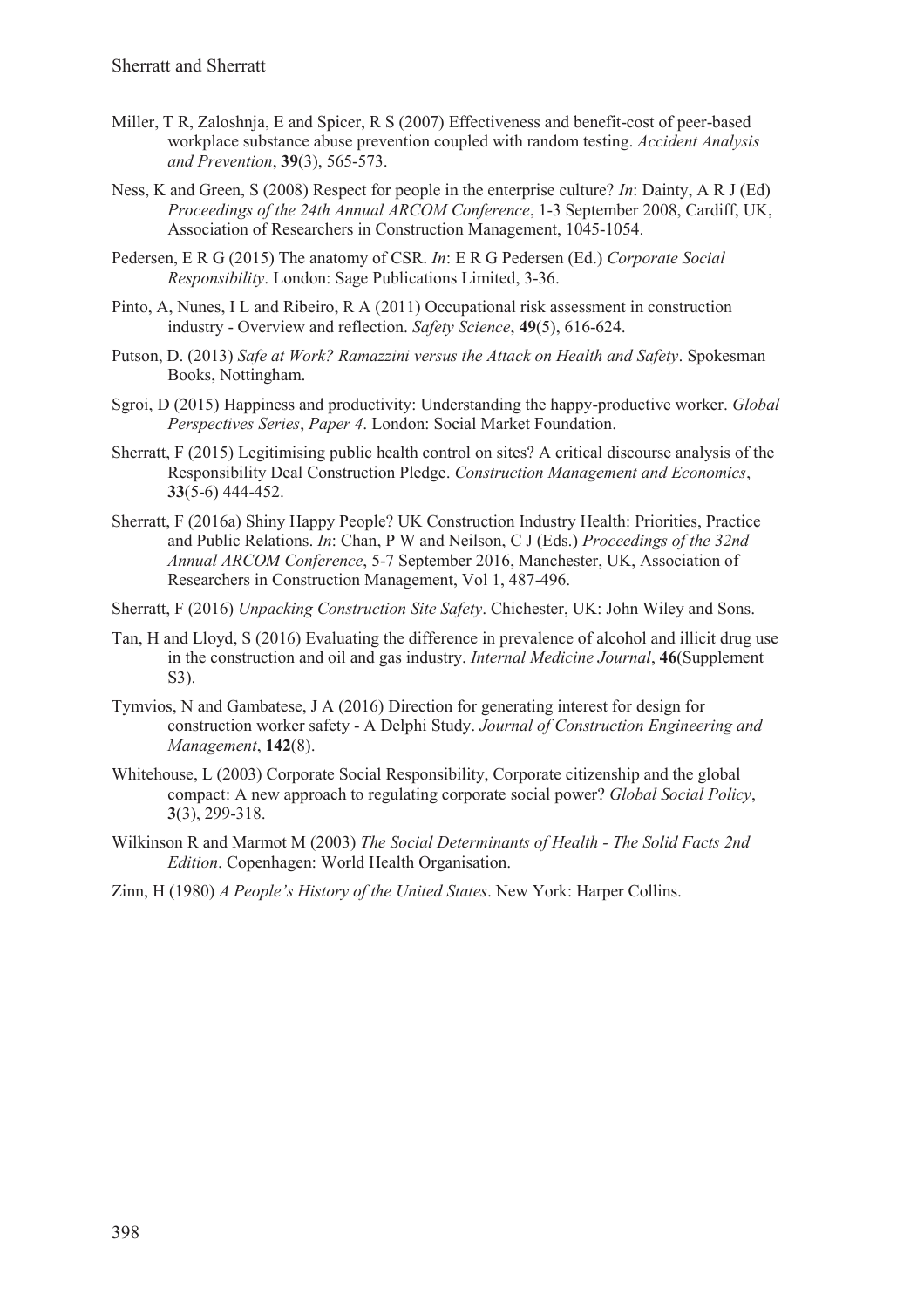Miller, T R, Zaloshnja, E and Spicer, R S (2007) Effectiveness and benefit-cost of peer-based workplace substance abuse prevention coupled with random testing. *Accident Analysis and Prevention*, **39**(3), 565-573.

Ness, K and Green, S (2008) Respect for people in the enterprise culture? *In*: Dainty, A R J (Ed) *Proceedings of the 24th Annual ARCOM Conference*, 1-3 September 2008, Cardiff, UK, Association of Researchers in Construction Management, 1045-1054.

Pedersen, E R G (2015) The anatomy of CSR. *In*: E R G Pedersen (Ed.) *Corporate Social Responsibility*. London: Sage Publications Limited, 3-36.

Pinto, A, Nunes, I L and Ribeiro, R A (2011) Occupational risk assessment in construction industry - Overview and reflection. *Safety Science*, **49**(5), 616-624.

Putson, D. (2013) *Safe at Work? Ramazzini versus the Attack on Health and Safety*. Spokesman Books, Nottingham.

Sgroi, D (2015) Happiness and productivity: Understanding the happy-productive worker. *Global Perspectives Series*, *Paper 4*. London: Social Market Foundation.

Sherratt, F (2015) Legitimising public health control on sites? A critical discourse analysis of the Responsibility Deal Construction Pledge. *Construction Management and Economics*, **33**(5-6) 444-452.

Sherratt, F (2016a) Shiny Happy People? UK Construction Industry Health: Priorities, Practice and Public Relations. *In*: Chan, P W and Neilson, C J (Eds.) *Proceedings of the 32nd Annual ARCOM Conference*, 5-7 September 2016, Manchester, UK, Association of Researchers in Construction Management, Vol 1, 487-496.

Sherratt, F (2016) *Unpacking Construction Site Safety*. Chichester, UK: John Wiley and Sons.

Tan, H and Lloyd, S (2016) Evaluating the difference in prevalence of alcohol and illicit drug use in the construction and oil and gas industry. *Internal Medicine Journal*, **46**(Supplement S3).

Tymvios, N and Gambatese, J A (2016) Direction for generating interest for design for construction worker safety - A Delphi Study. *Journal of Construction Engineering and Management*, **142**(8).

Whitehouse, L (2003) Corporate Social Responsibility, Corporate citizenship and the global compact: A new approach to regulating corporate social power? *Global Social Policy*, **3**(3), 299-318.

Wilkinson R and Marmot M (2003) *The Social Determinants of Health - The Solid Facts 2nd Edition*. Copenhagen: World Health Organisation.

Zinn, H (1980) *A People's History of the United States*. New York: Harper Collins.